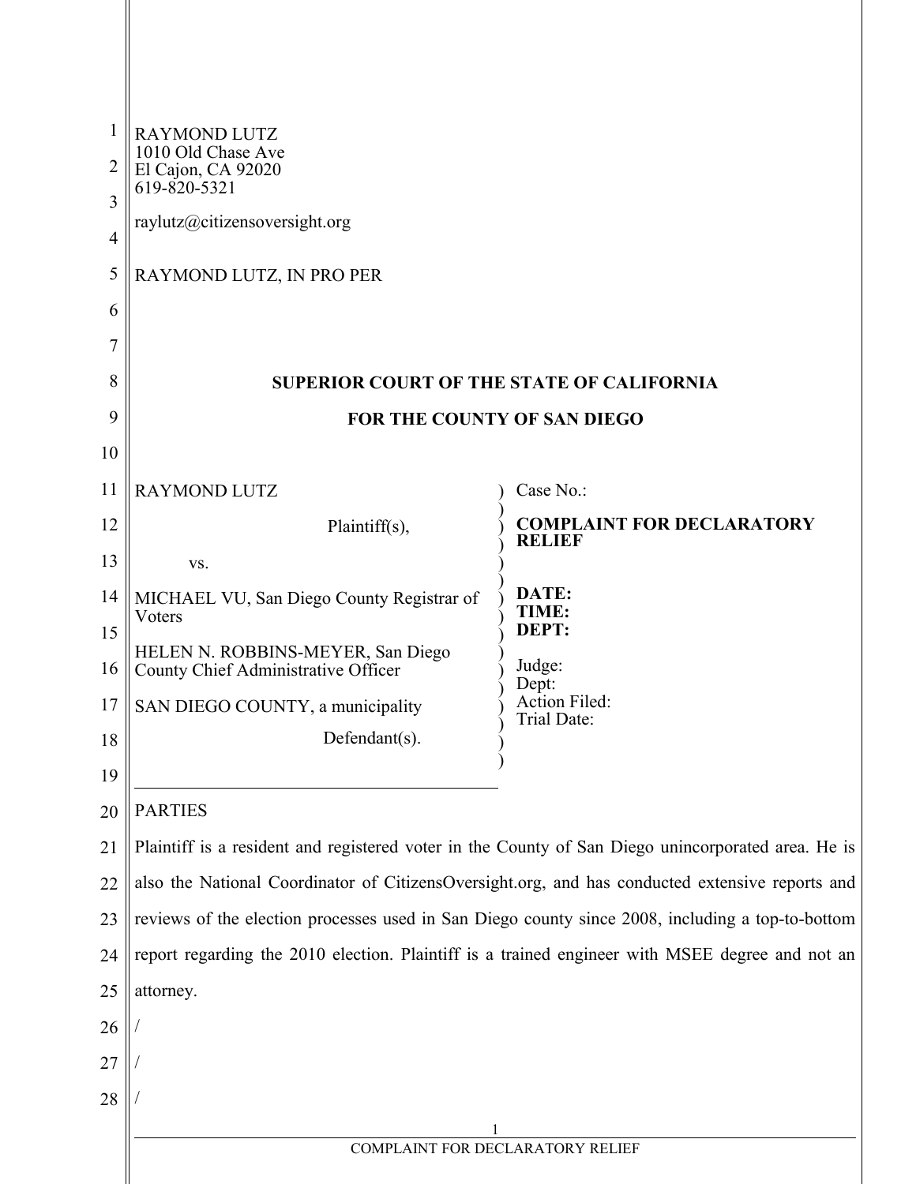RAYMOND LUTZ
1010 Old Chase Ave
El Cajon, CA 92020
619-820-5321

raylutz@citizensoversight.org

RAYMOND LUTZ, IN PRO PER

**SUPERIOR COURT OF THE STATE OF CALIFORNIA**

**FOR THE COUNTY OF SAN DIEGO**

| | |
|---|---|
| RAYMOND LUTZ<br><br>Plaintiff(s),<br><br>vs.<br><br>MICHAEL VU, San Diego County Registrar of Voters<br><br>HELEN N. ROBBINS-MEYER, San Diego County Chief Administrative Officer<br><br>SAN DIEGO COUNTY, a municipality<br><br>Defendant(s). | Case No.:<br><br>**COMPLAINT FOR DECLARATORY RELIEF**<br><br>**DATE:**<br>**TIME:**<br>**DEPT:**<br><br>Judge:<br>Dept:<br>Action Filed:<br>Trial Date: |

PARTIES

Plaintiff is a resident and registered voter in the County of San Diego unincorporated area. He is also the National Coordinator of CitizensOversight.org, and has conducted extensive reports and reviews of the election processes used in San Diego county since 2008, including a top-to-bottom report regarding the 2010 election. Plaintiff is a trained engineer with MSEE degree and not an attorney.

/

/

/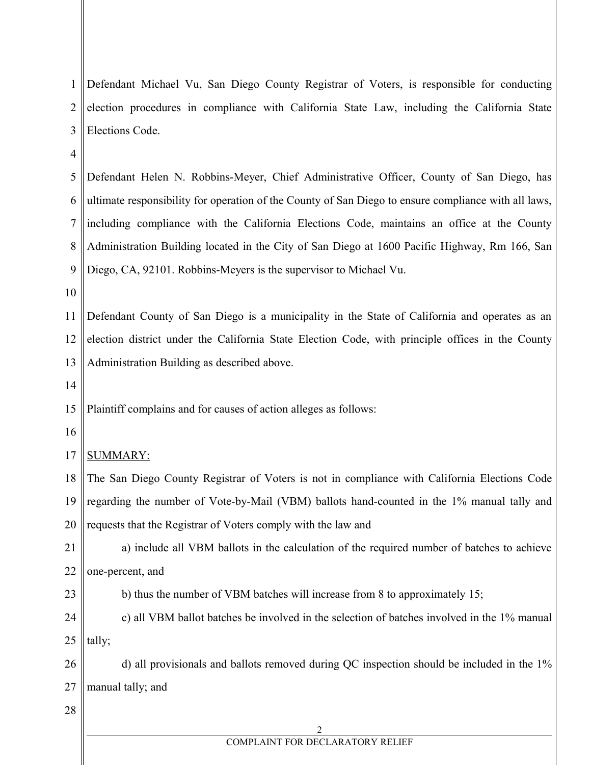Defendant Michael Vu, San Diego County Registrar of Voters, is responsible for conducting election procedures in compliance with California State Law, including the California State Elections Code.

Defendant Helen N. Robbins-Meyer, Chief Administrative Officer, County of San Diego, has ultimate responsibility for operation of the County of San Diego to ensure compliance with all laws, including compliance with the California Elections Code, maintains an office at the County Administration Building located in the City of San Diego at 1600 Pacific Highway, Rm 166, San Diego, CA, 92101. Robbins-Meyers is the supervisor to Michael Vu.

Defendant County of San Diego is a municipality in the State of California and operates as an election district under the California State Election Code, with principle offices in the County Administration Building as described above.

Plaintiff complains and for causes of action alleges as follows:

<u>SUMMARY:</u>

The San Diego County Registrar of Voters is not in compliance with California Elections Code regarding the number of Vote-by-Mail (VBM) ballots hand-counted in the 1% manual tally and requests that the Registrar of Voters comply with the law and

a) include all VBM ballots in the calculation of the required number of batches to achieve one-percent, and

b) thus the number of VBM batches will increase from 8 to approximately 15;

c) all VBM ballot batches be involved in the selection of batches involved in the 1% manual tally;

d) all provisionals and ballots removed during QC inspection should be included in the 1% manual tally; and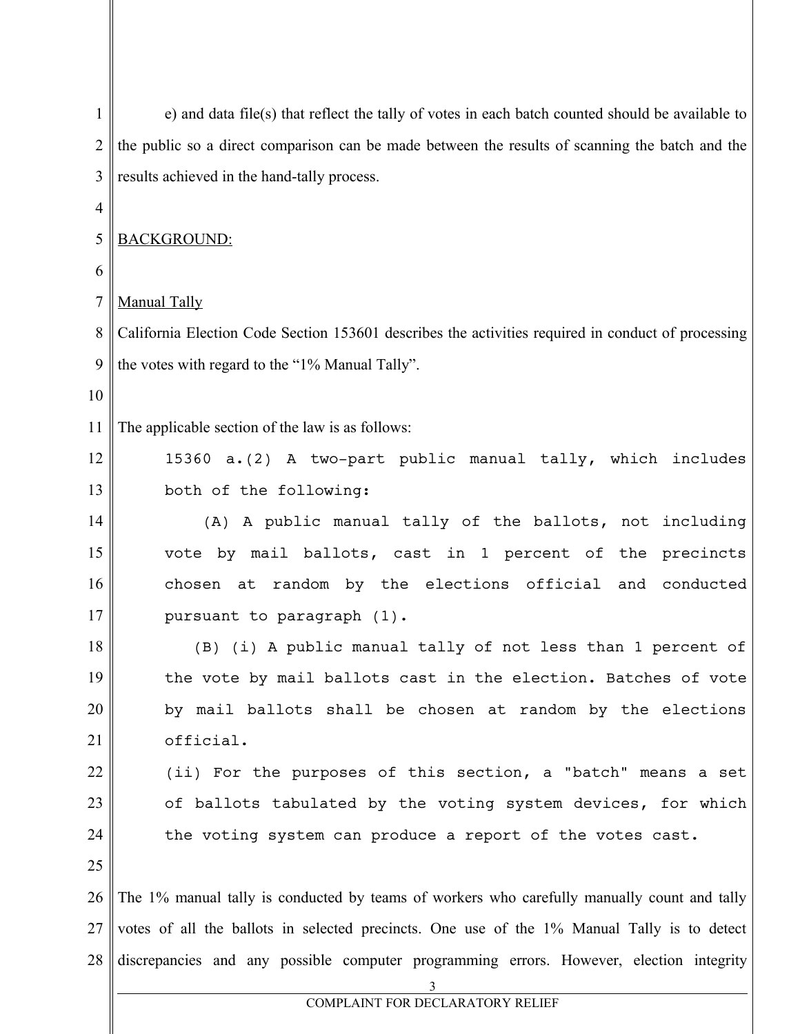e) and data file(s) that reflect the tally of votes in each batch counted should be available to the public so a direct comparison can be made between the results of scanning the batch and the results achieved in the hand-tally process.

BACKGROUND:

Manual Tally

California Election Code Section 153601 describes the activities required in conduct of processing the votes with regard to the "1% Manual Tally".

The applicable section of the law is as follows:

> 15360 a.(2) A two-part public manual tally, which includes both of the following:
>
> (A) A public manual tally of the ballots, not including vote by mail ballots, cast in 1 percent of the precincts chosen at random by the elections official and conducted pursuant to paragraph (1).
>
> (B) (i) A public manual tally of not less than 1 percent of the vote by mail ballots cast in the election. Batches of vote by mail ballots shall be chosen at random by the elections official.
>
> (ii) For the purposes of this section, a "batch" means a set of ballots tabulated by the voting system devices, for which the voting system can produce a report of the votes cast.

The 1% manual tally is conducted by teams of workers who carefully manually count and tally votes of all the ballots in selected precincts. One use of the 1% Manual Tally is to detect discrepancies and any possible computer programming errors. However, election integrity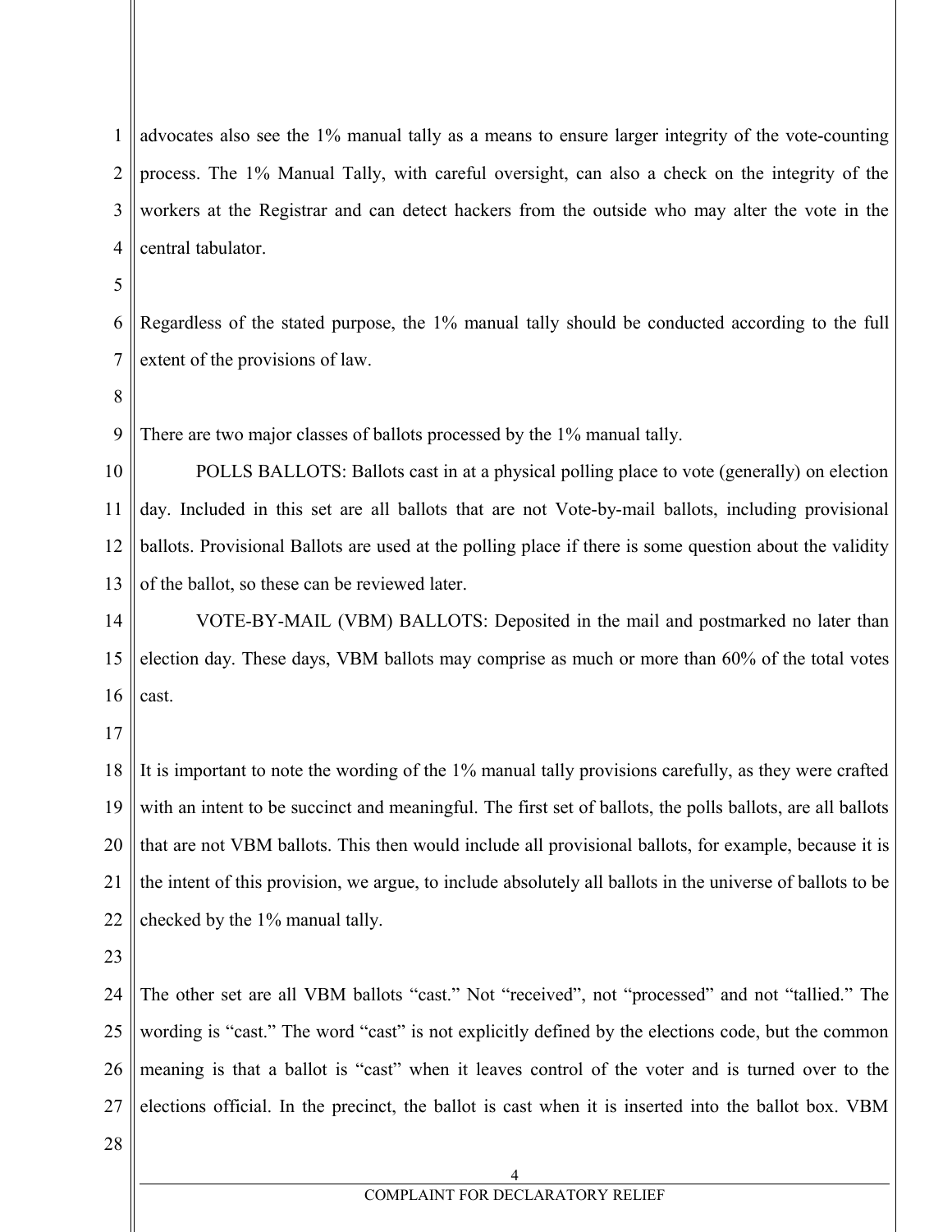advocates also see the 1% manual tally as a means to ensure larger integrity of the vote-counting process. The 1% Manual Tally, with careful oversight, can also a check on the integrity of the workers at the Registrar and can detect hackers from the outside who may alter the vote in the central tabulator.

Regardless of the stated purpose, the 1% manual tally should be conducted according to the full extent of the provisions of law.

There are two major classes of ballots processed by the 1% manual tally.

POLLS BALLOTS: Ballots cast in at a physical polling place to vote (generally) on election day. Included in this set are all ballots that are not Vote-by-mail ballots, including provisional ballots. Provisional Ballots are used at the polling place if there is some question about the validity of the ballot, so these can be reviewed later.

VOTE-BY-MAIL (VBM) BALLOTS: Deposited in the mail and postmarked no later than election day. These days, VBM ballots may comprise as much or more than 60% of the total votes cast.

It is important to note the wording of the 1% manual tally provisions carefully, as they were crafted with an intent to be succinct and meaningful. The first set of ballots, the polls ballots, are all ballots that are not VBM ballots. This then would include all provisional ballots, for example, because it is the intent of this provision, we argue, to include absolutely all ballots in the universe of ballots to be checked by the 1% manual tally.

The other set are all VBM ballots "cast." Not "received", not "processed" and not "tallied." The wording is "cast." The word "cast" is not explicitly defined by the elections code, but the common meaning is that a ballot is "cast" when it leaves control of the voter and is turned over to the elections official. In the precinct, the ballot is cast when it is inserted into the ballot box. VBM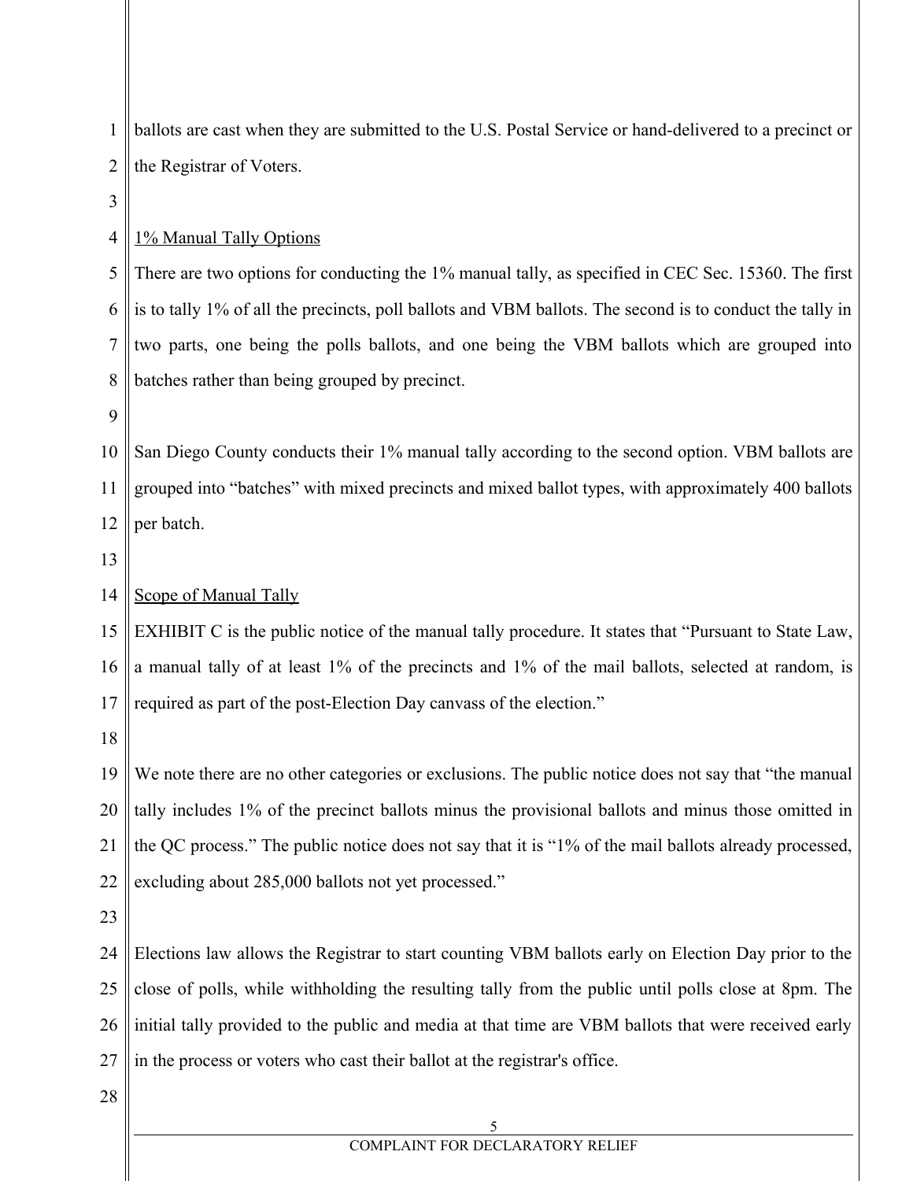ballots are cast when they are submitted to the U.S. Postal Service or hand-delivered to a precinct or the Registrar of Voters.

<u>1% Manual Tally Options</u>

There are two options for conducting the 1% manual tally, as specified in CEC Sec. 15360. The first is to tally 1% of all the precincts, poll ballots and VBM ballots. The second is to conduct the tally in two parts, one being the polls ballots, and one being the VBM ballots which are grouped into batches rather than being grouped by precinct.

San Diego County conducts their 1% manual tally according to the second option. VBM ballots are grouped into "batches" with mixed precincts and mixed ballot types, with approximately 400 ballots per batch.

<u>Scope of Manual Tally</u>

EXHIBIT C is the public notice of the manual tally procedure. It states that "Pursuant to State Law, a manual tally of at least 1% of the precincts and 1% of the mail ballots, selected at random, is required as part of the post-Election Day canvass of the election."

We note there are no other categories or exclusions. The public notice does not say that "the manual tally includes 1% of the precinct ballots minus the provisional ballots and minus those omitted in the QC process." The public notice does not say that it is "1% of the mail ballots already processed, excluding about 285,000 ballots not yet processed."

Elections law allows the Registrar to start counting VBM ballots early on Election Day prior to the close of polls, while withholding the resulting tally from the public until polls close at 8pm. The initial tally provided to the public and media at that time are VBM ballots that were received early in the process or voters who cast their ballot at the registrar's office.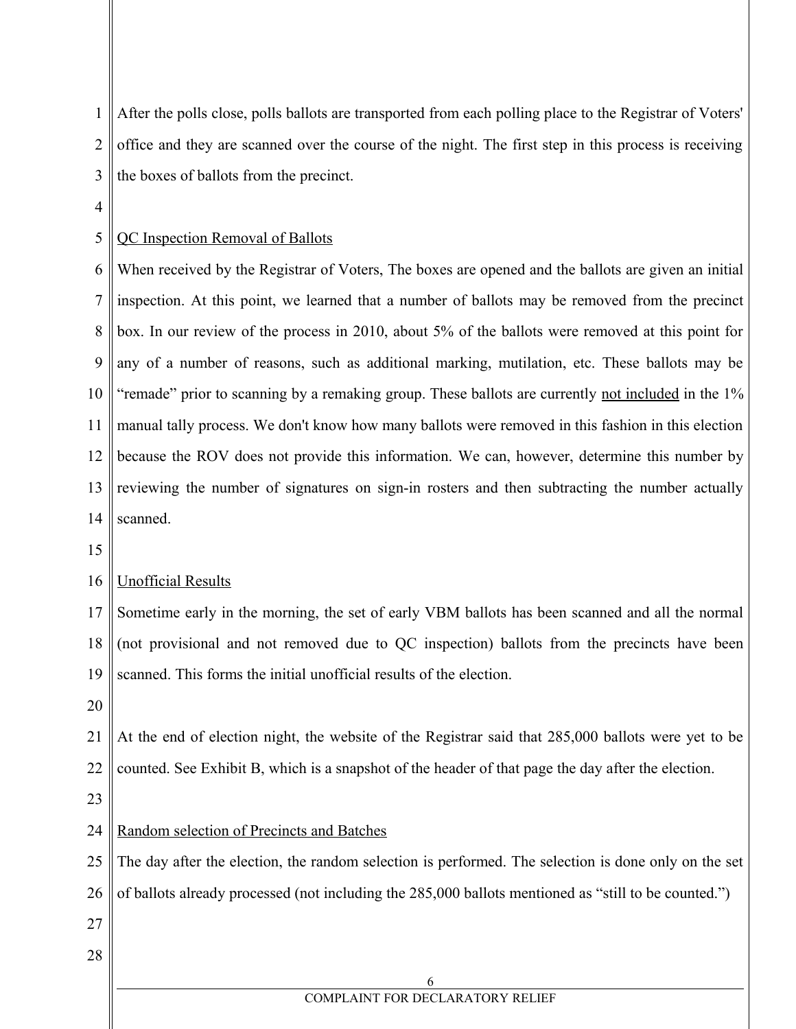After the polls close, polls ballots are transported from each polling place to the Registrar of Voters' office and they are scanned over the course of the night. The first step in this process is receiving the boxes of ballots from the precinct.

<u>QC Inspection Removal of Ballots</u>

When received by the Registrar of Voters, The boxes are opened and the ballots are given an initial inspection. At this point, we learned that a number of ballots may be removed from the precinct box. In our review of the process in 2010, about 5% of the ballots were removed at this point for any of a number of reasons, such as additional marking, mutilation, etc. These ballots may be "remade" prior to scanning by a remaking group. These ballots are currently <u>not included</u> in the 1% manual tally process. We don't know how many ballots were removed in this fashion in this election because the ROV does not provide this information. We can, however, determine this number by reviewing the number of signatures on sign-in rosters and then subtracting the number actually scanned.

<u>Unofficial Results</u>

Sometime early in the morning, the set of early VBM ballots has been scanned and all the normal (not provisional and not removed due to QC inspection) ballots from the precincts have been scanned. This forms the initial unofficial results of the election.

At the end of election night, the website of the Registrar said that 285,000 ballots were yet to be counted. See Exhibit B, which is a snapshot of the header of that page the day after the election.

<u>Random selection of Precincts and Batches</u>

The day after the election, the random selection is performed. The selection is done only on the set of ballots already processed (not including the 285,000 ballots mentioned as "still to be counted.")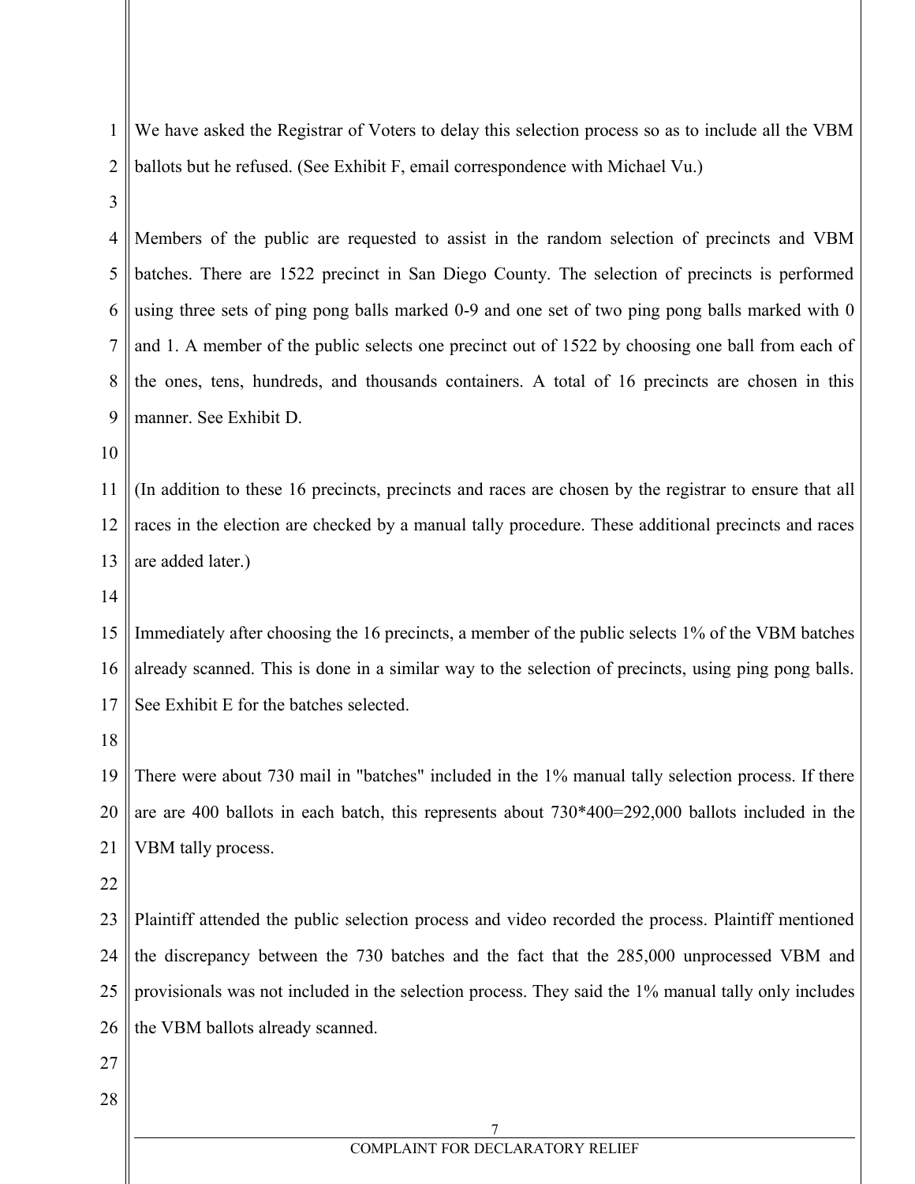We have asked the Registrar of Voters to delay this selection process so as to include all the VBM ballots but he refused. (See Exhibit F, email correspondence with Michael Vu.)

Members of the public are requested to assist in the random selection of precincts and VBM batches. There are 1522 precinct in San Diego County. The selection of precincts is performed using three sets of ping pong balls marked 0-9 and one set of two ping pong balls marked with 0 and 1. A member of the public selects one precinct out of 1522 by choosing one ball from each of the ones, tens, hundreds, and thousands containers. A total of 16 precincts are chosen in this manner. See Exhibit D.

(In addition to these 16 precincts, precincts and races are chosen by the registrar to ensure that all races in the election are checked by a manual tally procedure. These additional precincts and races are added later.)

Immediately after choosing the 16 precincts, a member of the public selects 1% of the VBM batches already scanned. This is done in a similar way to the selection of precincts, using ping pong balls. See Exhibit E for the batches selected.

There were about 730 mail in "batches" included in the 1% manual tally selection process. If there are are 400 ballots in each batch, this represents about 730*400=292,000 ballots included in the VBM tally process.

Plaintiff attended the public selection process and video recorded the process. Plaintiff mentioned the discrepancy between the 730 batches and the fact that the 285,000 unprocessed VBM and provisionals was not included in the selection process. They said the 1% manual tally only includes the VBM ballots already scanned.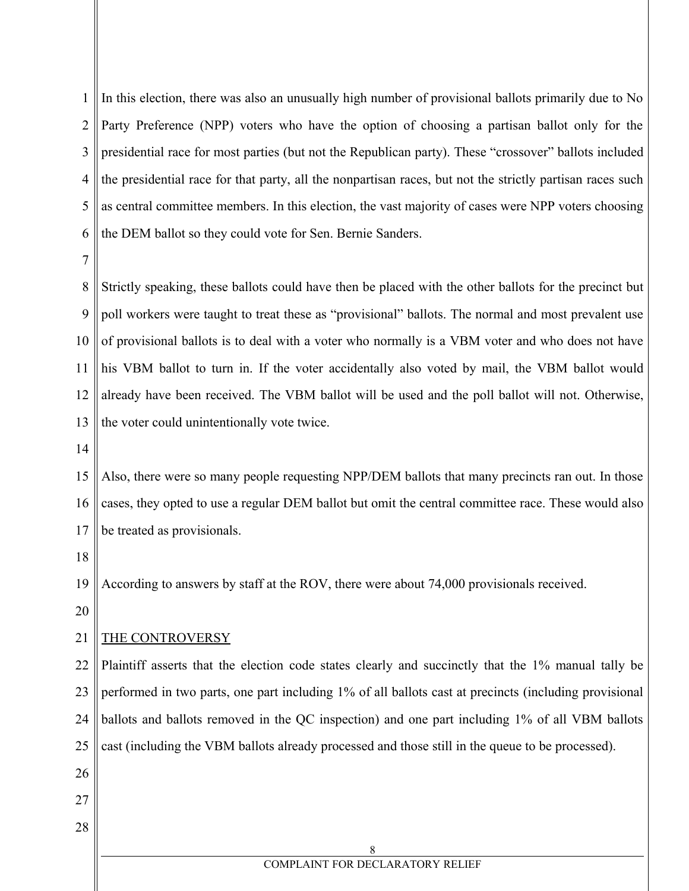In this election, there was also an unusually high number of provisional ballots primarily due to No Party Preference (NPP) voters who have the option of choosing a partisan ballot only for the presidential race for most parties (but not the Republican party). These "crossover" ballots included the presidential race for that party, all the nonpartisan races, but not the strictly partisan races such as central committee members. In this election, the vast majority of cases were NPP voters choosing the DEM ballot so they could vote for Sen. Bernie Sanders.

Strictly speaking, these ballots could have then be placed with the other ballots for the precinct but poll workers were taught to treat these as "provisional" ballots. The normal and most prevalent use of provisional ballots is to deal with a voter who normally is a VBM voter and who does not have his VBM ballot to turn in. If the voter accidentally also voted by mail, the VBM ballot would already have been received. The VBM ballot will be used and the poll ballot will not. Otherwise, the voter could unintentionally vote twice.

Also, there were so many people requesting NPP/DEM ballots that many precincts ran out. In those cases, they opted to use a regular DEM ballot but omit the central committee race. These would also be treated as provisionals.

According to answers by staff at the ROV, there were about 74,000 provisionals received.

## THE CONTROVERSY

Plaintiff asserts that the election code states clearly and succinctly that the 1% manual tally be performed in two parts, one part including 1% of all ballots cast at precincts (including provisional ballots and ballots removed in the QC inspection) and one part including 1% of all VBM ballots cast (including the VBM ballots already processed and those still in the queue to be processed).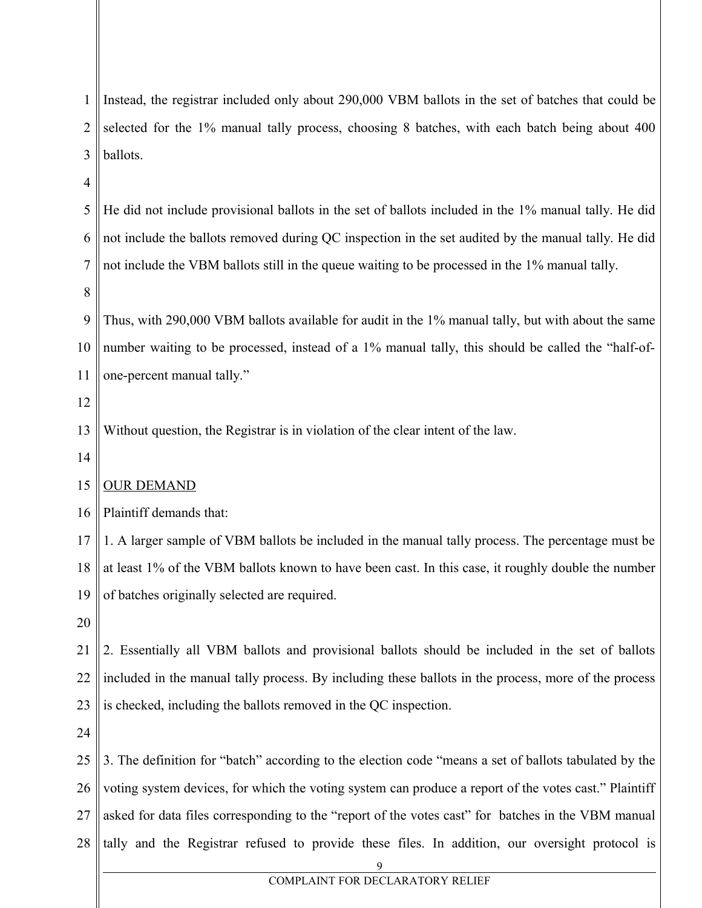Instead, the registrar included only about 290,000 VBM ballots in the set of batches that could be selected for the 1% manual tally process, choosing 8 batches, with each batch being about 400 ballots.

He did not include provisional ballots in the set of ballots included in the 1% manual tally. He did not include the ballots removed during QC inspection in the set audited by the manual tally. He did not include the VBM ballots still in the queue waiting to be processed in the 1% manual tally.

Thus, with 290,000 VBM ballots available for audit in the 1% manual tally, but with about the same number waiting to be processed, instead of a 1% manual tally, this should be called the "half-of-one-percent manual tally."

Without question, the Registrar is in violation of the clear intent of the law.

<u>OUR DEMAND</u>

Plaintiff demands that:

1. A larger sample of VBM ballots be included in the manual tally process. The percentage must be at least 1% of the VBM ballots known to have been cast. In this case, it roughly double the number of batches originally selected are required.

2. Essentially all VBM ballots and provisional ballots should be included in the set of ballots included in the manual tally process. By including these ballots in the process, more of the process is checked, including the ballots removed in the QC inspection.

3. The definition for "batch" according to the election code "means a set of ballots tabulated by the voting system devices, for which the voting system can produce a report of the votes cast." Plaintiff asked for data files corresponding to the "report of the votes cast" for batches in the VBM manual tally and the Registrar refused to provide these files. In addition, our oversight protocol is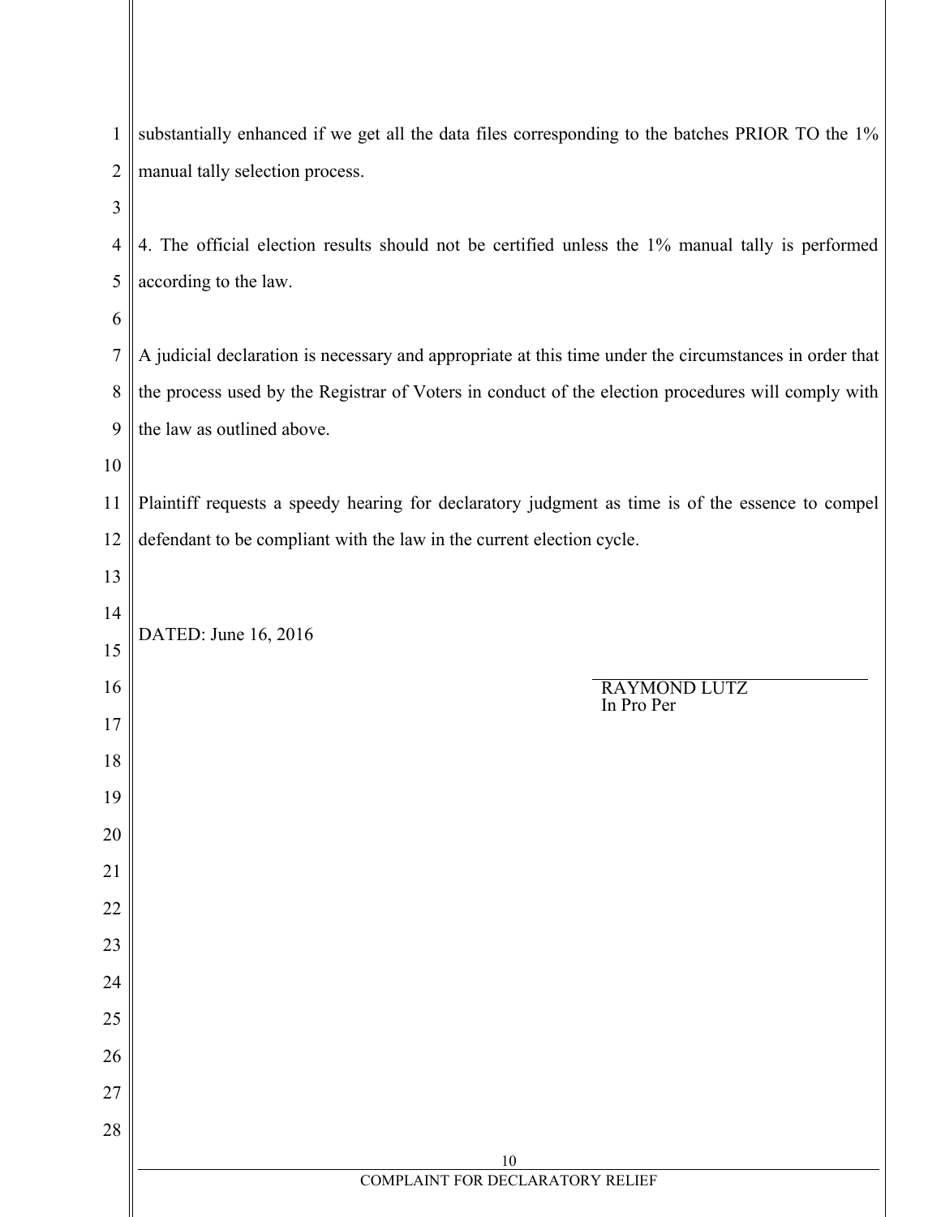substantially enhanced if we get all the data files corresponding to the batches PRIOR TO the 1% manual tally selection process.

4. The official election results should not be certified unless the 1% manual tally is performed according to the law.

A judicial declaration is necessary and appropriate at this time under the circumstances in order that the process used by the Registrar of Voters in conduct of the election procedures will comply with the law as outlined above.

Plaintiff requests a speedy hearing for declaratory judgment as time is of the essence to compel defendant to be compliant with the law in the current election cycle.

DATED: June 16, 2016

RAYMOND LUTZ
In Pro Per

COMPLAINT FOR DECLARATORY RELIEF